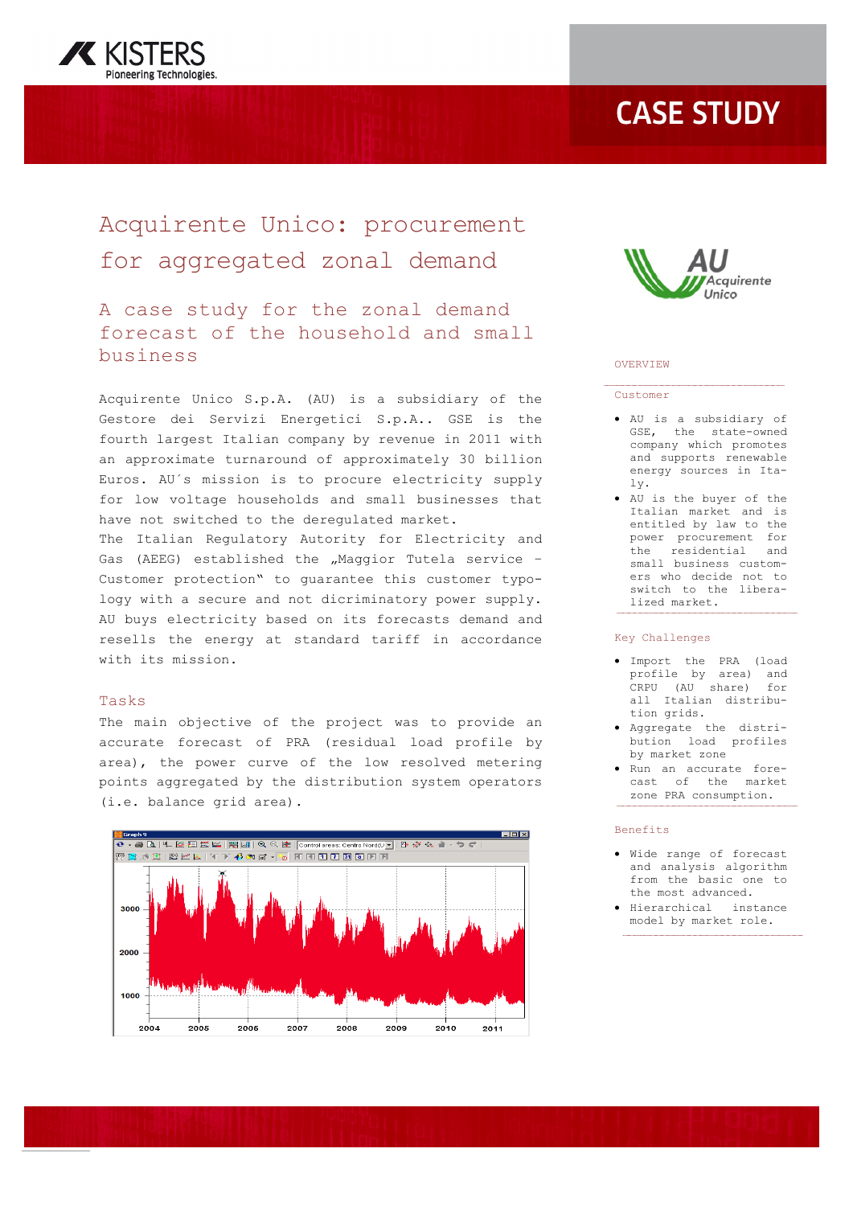# Acquirente Unico: procurement for aggregated zonal demand

## A case study for the zonal demand forecast of the household and small business

Acquirente Unico S.p.A. (AU) is a subsidiary of the Gestore dei Servizi Energetici S.p.A.. GSE is the fourth largest Italian company by revenue in 2011 with an approximate turnaround of approximately 30 billion Euros. AU´s mission is to procure electricity supply for low voltage households and small businesses that have not switched to the deregulated market.
The Italian Regulatory Autority for Electricity and Gas (AEEG) established the „Maggior Tutela service – Customer protection" to guarantee this customer typology with a secure and not dicriminatory power supply. AU buys electricity based on its forecasts demand and resells the energy at standard tariff in accordance with its mission.

### Tasks

The main objective of the project was to provide an accurate forecast of PRA (residual load profile by area), the power curve of the low resolved metering points aggregated by the distribution system operators (i.e. balance grid area).

## OVERVIEW

### Customer

- AU is a subsidiary of GSE, the state-owned company which promotes and supports renewable energy sources in Italy.
- AU is the buyer of the Italian market and is entitled by law to the power procurement for the residential and small business customers who decide not to switch to the liberalized market.

### Key Challenges

- Import the PRA (load profile by area) and CRPU (AU share) for all Italian distribution grids.
- Aggregate the distribution load profiles by market zone
- Run an accurate forecast of the market zone PRA consumption.

### Benefits

- Wide range of forecast and analysis algorithm from the basic one to the most advanced.
- Hierarchical instance model by market role.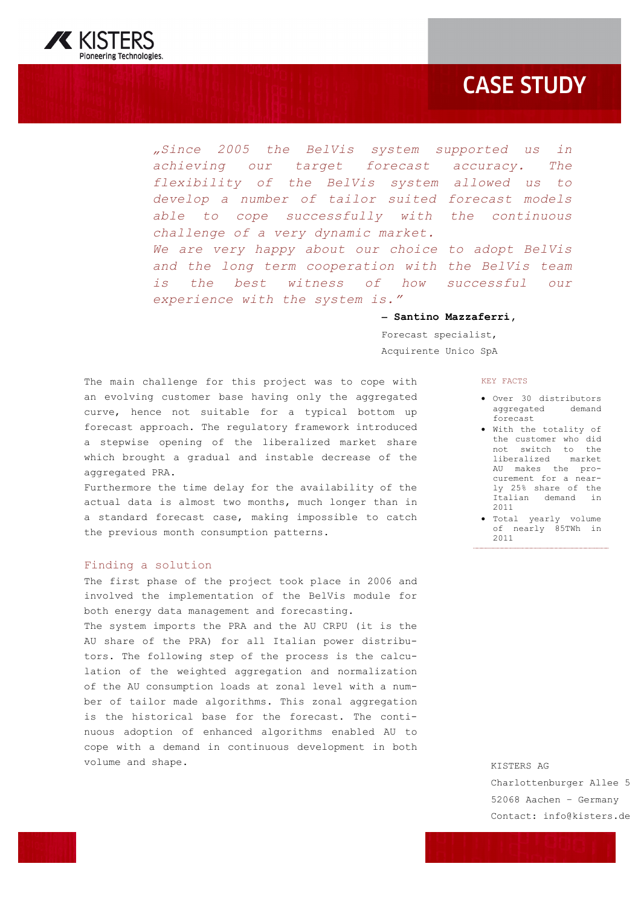# CASE STUDY

*„Since 2005 the BelVis system supported us in achieving our target forecast accuracy. The flexibility of the BelVis system allowed us to develop a number of tailor suited forecast models able to cope successfully with the continuous challenge of a very dynamic market.*
*We are very happy about our choice to adopt BelVis and the long term cooperation with the BelVis team is the best witness of how successful our experience with the system is."*

– **Santino Mazzaferri**,
Forecast specialist,
Acquirente Unico SpA

The main challenge for this project was to cope with an evolving customer base having only the aggregated curve, hence not suitable for a typical bottom up forecast approach. The regulatory framework introduced a stepwise opening of the liberalized market share which brought a gradual and instable decrease of the aggregated PRA.
Furthermore the time delay for the availability of the actual data is almost two months, much longer than in a standard forecast case, making impossible to catch the previous month consumption patterns.

## Finding a solution

The first phase of the project took place in 2006 and involved the implementation of the BelVis module for both energy data management and forecasting.
The system imports the PRA and the AU CRPU (it is the AU share of the PRA) for all Italian power distributors. The following step of the process is the calculation of the weighted aggregation and normalization of the AU consumption loads at zonal level with a number of tailor made algorithms. This zonal aggregation is the historical base for the forecast. The continuous adoption of enhanced algorithms enabled AU to cope with a demand in continuous development in both volume and shape.

### KEY FACTS

- Over 30 distributors aggregated demand forecast
- With the totality of the customer who did not switch to the liberalized market AU makes the procurement for a nearly 25% share of the Italian demand in 2011
- Total yearly volume of nearly 85TWh in 2011

KISTERS AG
Charlottenburger Allee 5
52068 Aachen – Germany
Contact: info@kisters.de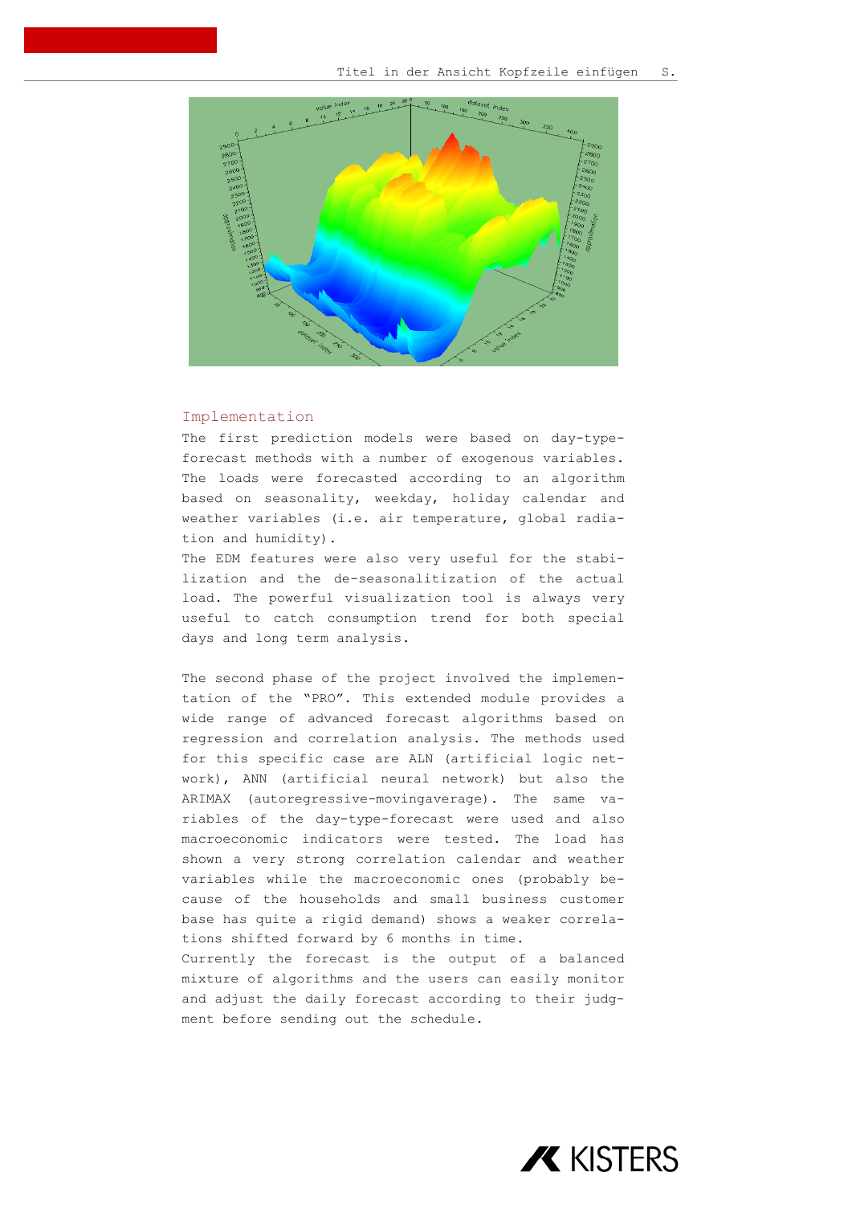## Implementation

The first prediction models were based on day-type-forecast methods with a number of exogenous variables. The loads were forecasted according to an algorithm based on seasonality, weekday, holiday calendar and weather variables (i.e. air temperature, global radiation and humidity).
The EDM features were also very useful for the stabilization and the de-seasonalitization of the actual load. The powerful visualization tool is always very useful to catch consumption trend for both special days and long term analysis.

The second phase of the project involved the implementation of the "PRO". This extended module provides a wide range of advanced forecast algorithms based on regression and correlation analysis. The methods used for this specific case are ALN (artificial logic network), ANN (artificial neural network) but also the ARIMAX (autoregressive-movingaverage). The same variables of the day-type-forecast were used and also macroeconomic indicators were tested. The load has shown a very strong correlation calendar and weather variables while the macroeconomic ones (probably because of the households and small business customer base has quite a rigid demand) shows a weaker correlations shifted forward by 6 months in time.
Currently the forecast is the output of a balanced mixture of algorithms and the users can easily monitor and adjust the daily forecast according to their judgment before sending out the schedule.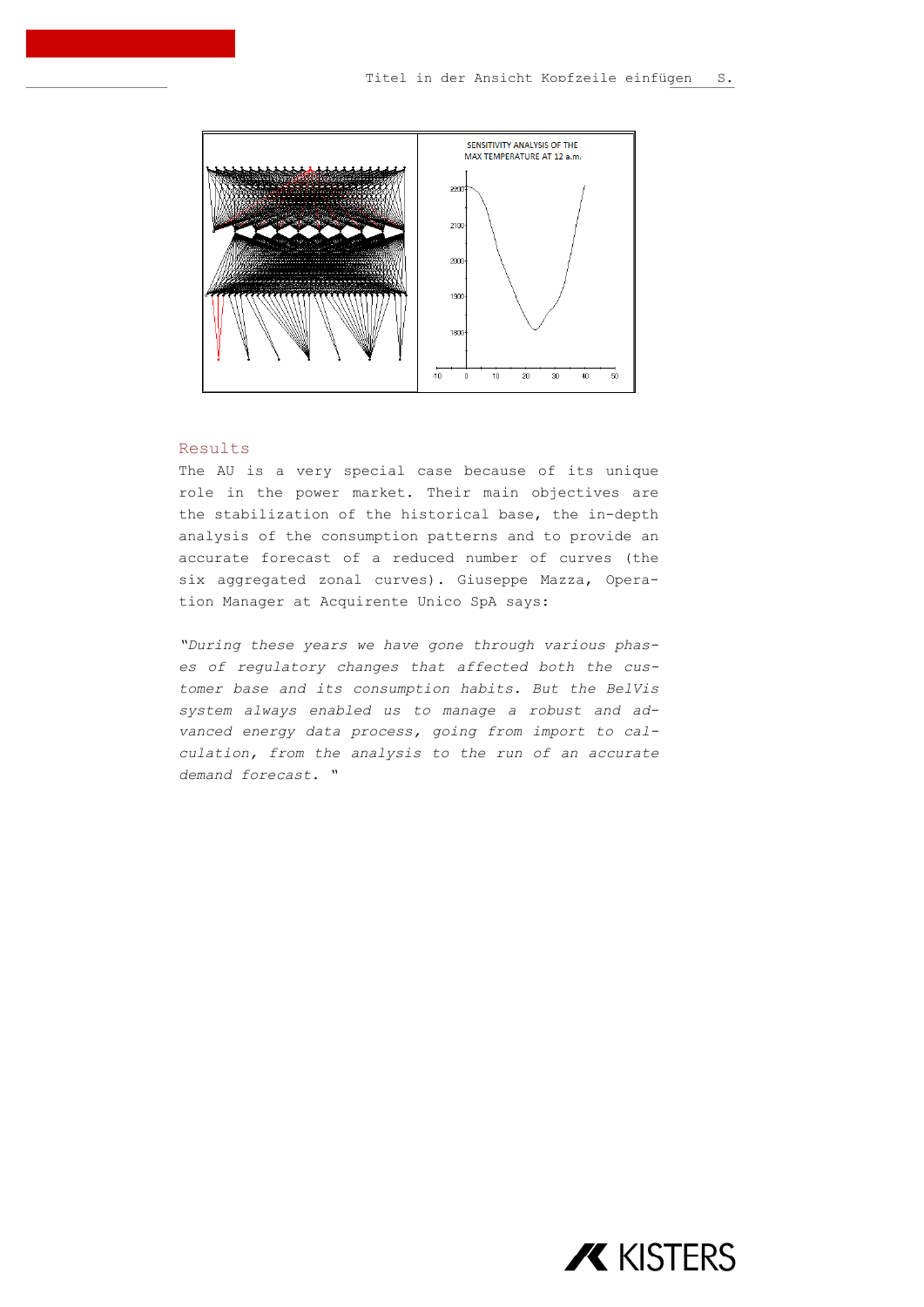SENSITIVITY ANALYSIS OF THE
MAX TEMPERATURE AT 12 a.m.

2200
2100
2000
1900
1800

-10 0 10 20 30 40 50

## Results

The AU is a very special case because of its unique role in the power market. Their main objectives are the stabilization of the historical base, the in-depth analysis of the consumption patterns and to provide an accurate forecast of a reduced number of curves (the six aggregated zonal curves). Giuseppe Mazza, Operation Manager at Acquirente Unico SpA says:

*"During these years we have gone through various phases of regulatory changes that affected both the customer base and its consumption habits. But the BelVis system always enabled us to manage a robust and advanced energy data process, going from import to calculation, from the analysis to the run of an accurate demand forecast. "*